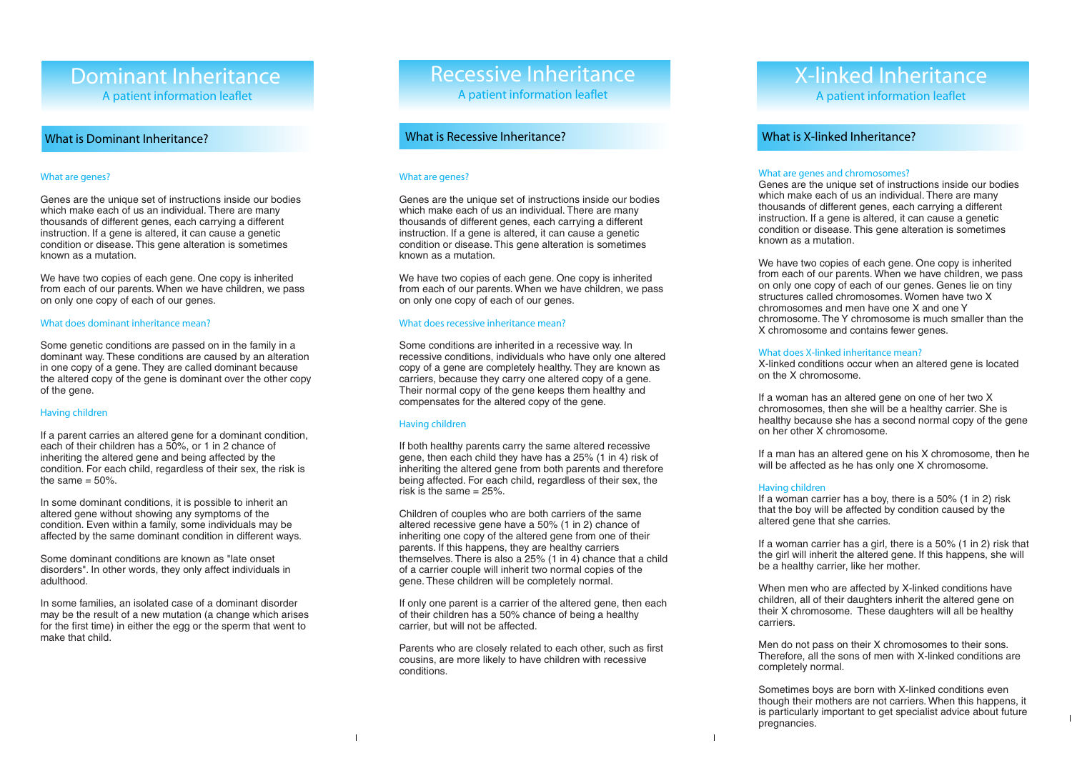# Dominant Inheritance

A patient information leaflet

## What is Dominant Inheritance?

### What are genes?

Genes are the unique set of instructions inside our bodies which make each of us an individual. There are many thousands of different genes, each carrying a different instruction. If a gene is altered, it can cause a genetic condition or disease. This gene alteration is sometimes known as a mutation.

We have two copies of each gene. One copy is inherited from each of our parents. When we have children, we pass on only one copy of each of our genes.

### What does dominant inheritance mean?

Some genetic conditions are passed on in the family in a dominant way. These conditions are caused by an alteration in one copy of a gene. They are called dominant because the altered copy of the gene is dominant over the other copy of the gene.

### Having children

If a parent carries an altered gene for a dominant condition, each of their children has a 50%, or 1 in 2 chance of inheriting the altered gene and being affected by the condition. For each child, regardless of their sex, the risk is the same = 50%.

In some dominant conditions, it is possible to inherit an altered gene without showing any symptoms of the condition. Even within a family, some individuals may be affected by the same dominant condition in different ways.

Some dominant conditions are known as "late onset disorders". In other words, they only affect individuals in adulthood.

In some families, an isolated case of a dominant disorder may be the result of a new mutation (a change which arises for the first time) in either the egg or the sperm that went to make that child.

# Recessive Inheritance

A patient information leaflet

## What is Recessive Inheritance?

### What are genes?

Genes are the unique set of instructions inside our bodies which make each of us an individual. There are many thousands of different genes, each carrying a different instruction. If a gene is altered, it can cause a genetic condition or disease. This gene alteration is sometimes known as a mutation.

We have two copies of each gene. One copy is inherited from each of our parents. When we have children, we pass on only one copy of each of our genes.

### What does recessive inheritance mean?

Some conditions are inherited in a recessive way. In recessive conditions, individuals who have only one altered copy of a gene are completely healthy. They are known as carriers, because they carry one altered copy of a gene. Their normal copy of the gene keeps them healthy and compensates for the altered copy of the gene.

### Having children

If both healthy parents carry the same altered recessive gene, then each child they have has a 25% (1 in 4) risk of inheriting the altered gene from both parents and therefore being affected. For each child, regardless of their sex, the risk is the same = 25%.

Children of couples who are both carriers of the same altered recessive gene have a 50% (1 in 2) chance of inheriting one copy of the altered gene from one of their parents. If this happens, they are healthy carriers themselves. There is also a 25% (1 in 4) chance that a child of a carrier couple will inherit two normal copies of the gene. These children will be completely normal.

If only one parent is a carrier of the altered gene, then each of their children has a 50% chance of being a healthy carrier, but will not be affected.

Parents who are closely related to each other, such as first cousins, are more likely to have children with recessive conditions.

# X-linked Inheritance

A patient information leaflet

## What is X-linked Inheritance?

### What are genes and chromosomes?

Genes are the unique set of instructions inside our bodies which make each of us an individual. There are many thousands of different genes, each carrying a different instruction. If a gene is altered, it can cause a genetic condition or disease. This gene alteration is sometimes known as a mutation.

We have two copies of each gene. One copy is inherited from each of our parents. When we have children, we pass on only one copy of each of our genes. Genes lie on tiny structures called chromosomes. Women have two X chromosomes and men have one X and one Y chromosome. The Y chromosome is much smaller than the X chromosome and contains fewer genes.

### What does X-linked inheritance mean?

X-linked conditions occur when an altered gene is located on the X chromosome.

If a woman has an altered gene on one of her two X chromosomes, then she will be a healthy carrier. She is healthy because she has a second normal copy of the gene on her other X chromosome.

If a man has an altered gene on his X chromosome, then he will be affected as he has only one X chromosome.

### Having children

If a woman carrier has a boy, there is a 50% (1 in 2) risk that the boy will be affected by condition caused by the altered gene that she carries.

If a woman carrier has a girl, there is a 50% (1 in 2) risk that the girl will inherit the altered gene. If this happens, she will be a healthy carrier, like her mother.

When men who are affected by X-linked conditions have children, all of their daughters inherit the altered gene on their X chromosome. These daughters will all be healthy carriers.

Men do not pass on their X chromosomes to their sons. Therefore, all the sons of men with X-linked conditions are completely normal.

Sometimes boys are born with X-linked conditions even though their mothers are not carriers. When this happens, it is particularly important to get specialist advice about future pregnancies.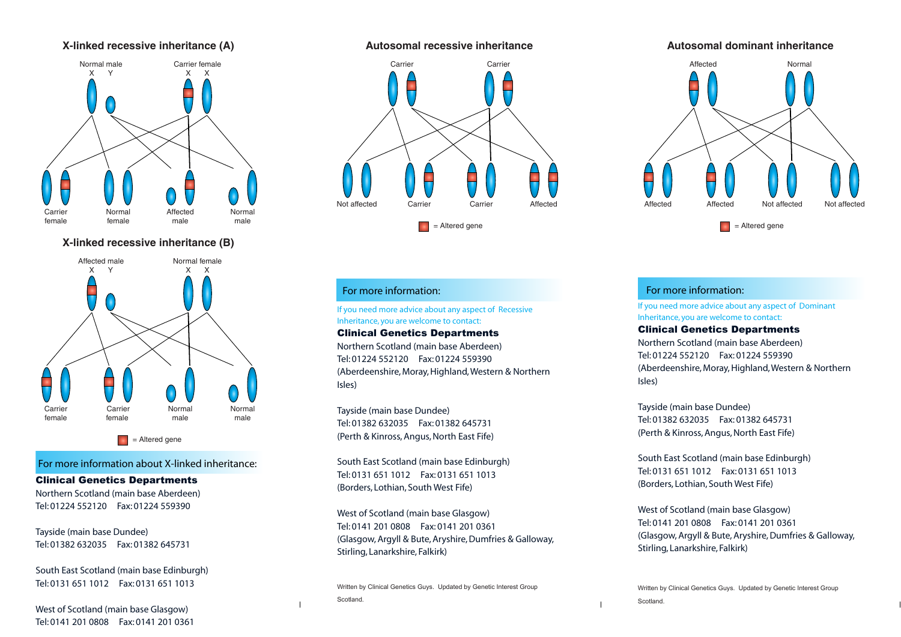## X-linked recessive inheritance (A)

Normal male
X Y

Carrier female
X X

Carrier female

Normal female

Affected male

Normal male

## X-linked recessive inheritance (B)

Affected male
X Y

Normal female
X X

Carrier female

Carrier female

Normal male

Normal male

= Altered gene

### For more information about X-linked inheritance:

**Clinical Genetics Departments**

Northern Scotland (main base Aberdeen)
Tel: 01224 552120 Fax: 01224 559390

Tayside (main base Dundee)
Tel: 01382 632035 Fax: 01382 645731

South East Scotland (main base Edinburgh)
Tel: 0131 651 1012 Fax: 0131 651 1013

West of Scotland (main base Glasgow)
Tel: 0141 201 0808 Fax: 0141 201 0361

## Autosomal recessive inheritance

Carrier

Carrier

Not affected

Carrier

Carrier

Affected

= Altered gene

### For more information:

If you need more advice about any aspect of Recessive Inheritance, you are welcome to contact:

**Clinical Genetics Departments**

Northern Scotland (main base Aberdeen)
Tel: 01224 552120 Fax: 01224 559390
(Aberdeenshire, Moray, Highland, Western & Northern Isles)

Tayside (main base Dundee)
Tel: 01382 632035 Fax: 01382 645731
(Perth & Kinross, Angus, North East Fife)

South East Scotland (main base Edinburgh)
Tel: 0131 651 1012 Fax: 0131 651 1013
(Borders, Lothian, South West Fife)

West of Scotland (main base Glasgow)
Tel: 0141 201 0808 Fax: 0141 201 0361
(Glasgow, Argyll & Bute, Aryshire, Dumfries & Galloway, Stirling, Lanarkshire, Falkirk)

Written by Clinical Genetics Guys. Updated by Genetic Interest Group Scotland.

## Autosomal dominant inheritance

Affected

Normal

Affected

Affected

Not affected

Not affected

= Altered gene

### For more information:

If you need more advice about any aspect of Dominant Inheritance, you are welcome to contact:

**Clinical Genetics Departments**

Northern Scotland (main base Aberdeen)
Tel: 01224 552120 Fax: 01224 559390
(Aberdeenshire, Moray, Highland, Western & Northern Isles)

Tayside (main base Dundee)
Tel: 01382 632035 Fax: 01382 645731
(Perth & Kinross, Angus, North East Fife)

South East Scotland (main base Edinburgh)
Tel: 0131 651 1012 Fax: 0131 651 1013
(Borders, Lothian, South West Fife)

West of Scotland (main base Glasgow)
Tel: 0141 201 0808 Fax: 0141 201 0361
(Glasgow, Argyll & Bute, Aryshire, Dumfries & Galloway, Stirling, Lanarkshire, Falkirk)

Written by Clinical Genetics Guys. Updated by Genetic Interest Group Scotland.